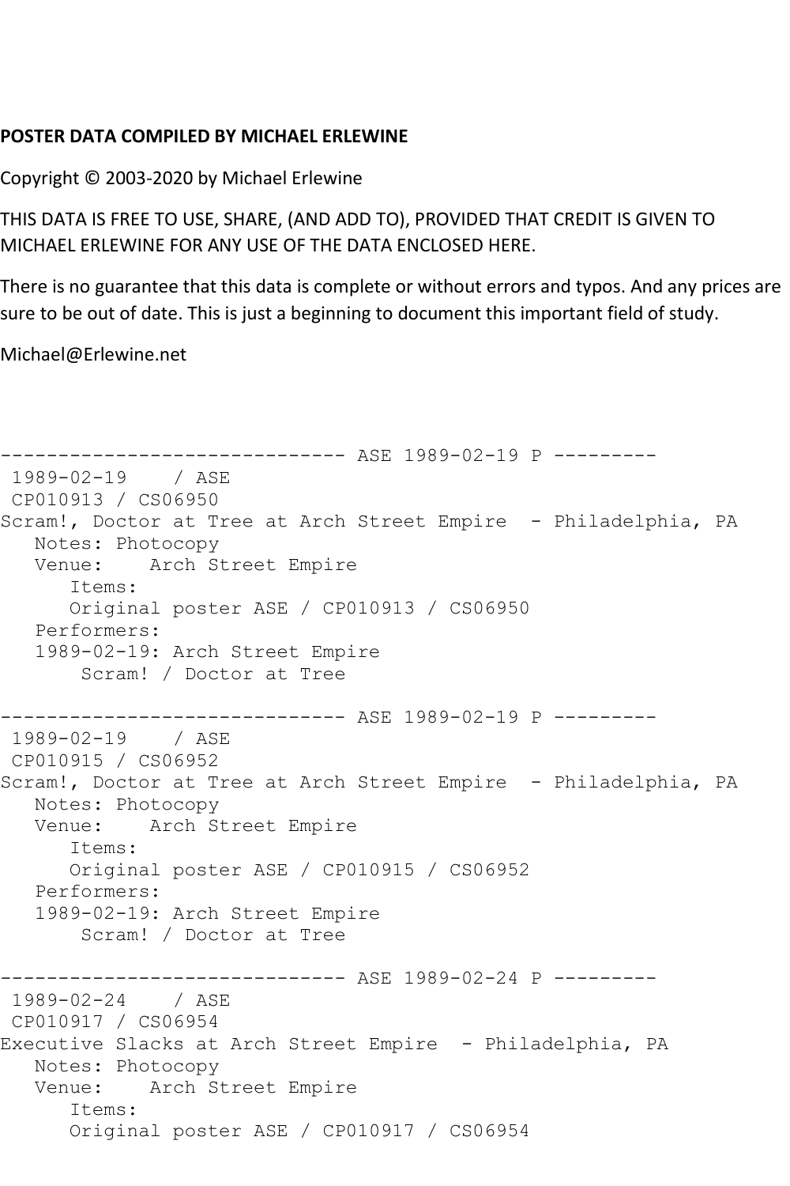**POSTER DATA COMPILED BY MICHAEL ERLEWINE**

Copyright © 2003-2020 by Michael Erlewine

THIS DATA IS FREE TO USE, SHARE, (AND ADD TO), PROVIDED THAT CREDIT IS GIVEN TO MICHAEL ERLEWINE FOR ANY USE OF THE DATA ENCLOSED HERE.

There is no guarantee that this data is complete or without errors and typos. And any prices are sure to be out of date. This is just a beginning to document this important field of study.

Michael@Erlewine.net

```
------------------------------ ASE 1989-02-19 P ---------
 1989-02-19    / ASE
 CP010913 / CS06950
Scram!, Doctor at Tree at Arch Street Empire  - Philadelphia, PA
   Notes: Photocopy
   Venue:    Arch Street Empire
      Items:
      Original poster ASE / CP010913 / CS06950
   Performers:
   1989-02-19: Arch Street Empire
       Scram! / Doctor at Tree

------------------------------ ASE 1989-02-19 P ---------
 1989-02-19    / ASE
 CP010915 / CS06952
Scram!, Doctor at Tree at Arch Street Empire  - Philadelphia, PA
   Notes: Photocopy
   Venue:    Arch Street Empire
      Items:
      Original poster ASE / CP010915 / CS06952
   Performers:
   1989-02-19: Arch Street Empire
       Scram! / Doctor at Tree

------------------------------ ASE 1989-02-24 P ---------
 1989-02-24    / ASE
 CP010917 / CS06954
Executive Slacks at Arch Street Empire  - Philadelphia, PA
   Notes: Photocopy
   Venue:    Arch Street Empire
      Items:
      Original poster ASE / CP010917 / CS06954
```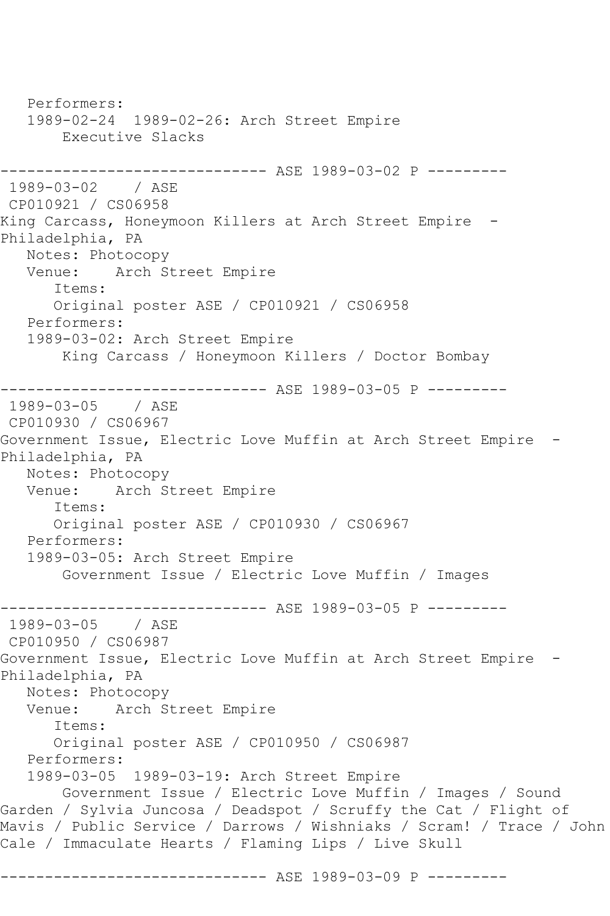Performers:
1989-02-24  1989-02-26: Arch Street Empire
Executive Slacks

------------------------------ ASE 1989-03-02 P ---------

1989-03-02    / ASE
CP010921 / CS06958
King Carcass, Honeymoon Killers at Arch Street Empire  -
Philadelphia, PA
Notes: Photocopy
Venue:    Arch Street Empire
Items:
Original poster ASE / CP010921 / CS06958
Performers:
1989-03-02: Arch Street Empire
King Carcass / Honeymoon Killers / Doctor Bombay

------------------------------ ASE 1989-03-05 P ---------

1989-03-05    / ASE
CP010930 / CS06967
Government Issue, Electric Love Muffin at Arch Street Empire  -
Philadelphia, PA
Notes: Photocopy
Venue:    Arch Street Empire
Items:
Original poster ASE / CP010930 / CS06967
Performers:
1989-03-05: Arch Street Empire
Government Issue / Electric Love Muffin / Images

------------------------------ ASE 1989-03-05 P ---------

1989-03-05    / ASE
CP010950 / CS06987
Government Issue, Electric Love Muffin at Arch Street Empire  -
Philadelphia, PA
Notes: Photocopy
Venue:    Arch Street Empire
Items:
Original poster ASE / CP010950 / CS06987
Performers:
1989-03-05  1989-03-19: Arch Street Empire
Government Issue / Electric Love Muffin / Images / Sound Garden / Sylvia Juncosa / Deadspot / Scruffy the Cat / Flight of Mavis / Public Service / Darrows / Wishniaks / Scram! / Trace / John Cale / Immaculate Hearts / Flaming Lips / Live Skull

------------------------------ ASE 1989-03-09 P ---------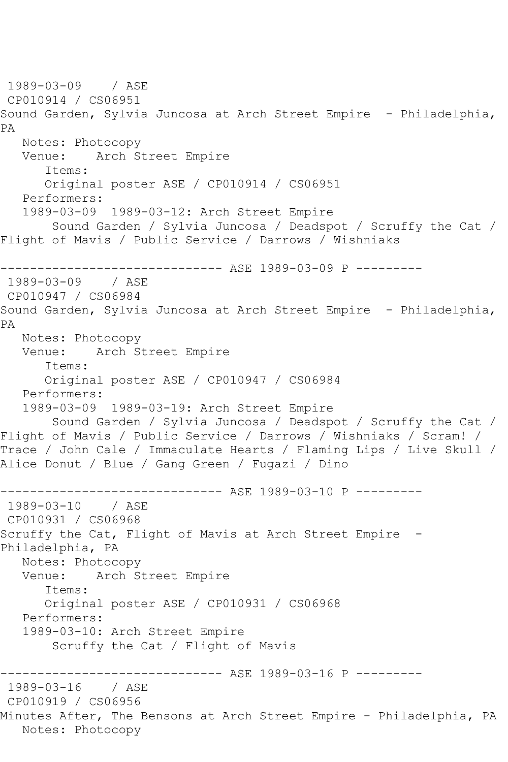1989-03-09    / ASE
CP010914 / CS06951
Sound Garden, Sylvia Juncosa at Arch Street Empire  - Philadelphia, PA
   Notes: Photocopy
   Venue:    Arch Street Empire
      Items:
      Original poster ASE / CP010914 / CS06951
   Performers:
   1989-03-09  1989-03-12: Arch Street Empire
       Sound Garden / Sylvia Juncosa / Deadspot / Scruffy the Cat / Flight of Mavis / Public Service / Darrows / Wishniaks

------------------------------ ASE 1989-03-09 P ---------
1989-03-09    / ASE
CP010947 / CS06984
Sound Garden, Sylvia Juncosa at Arch Street Empire  - Philadelphia, PA
   Notes: Photocopy
   Venue:    Arch Street Empire
      Items:
      Original poster ASE / CP010947 / CS06984
   Performers:
   1989-03-09  1989-03-19: Arch Street Empire
       Sound Garden / Sylvia Juncosa / Deadspot / Scruffy the Cat / Flight of Mavis / Public Service / Darrows / Wishniaks / Scram! / Trace / John Cale / Immaculate Hearts / Flaming Lips / Live Skull / Alice Donut / Blue / Gang Green / Fugazi / Dino

------------------------------ ASE 1989-03-10 P ---------
1989-03-10    / ASE
CP010931 / CS06968
Scruffy the Cat, Flight of Mavis at Arch Street Empire  - Philadelphia, PA
   Notes: Photocopy
   Venue:    Arch Street Empire
      Items:
      Original poster ASE / CP010931 / CS06968
   Performers:
   1989-03-10: Arch Street Empire
       Scruffy the Cat / Flight of Mavis

------------------------------ ASE 1989-03-16 P ---------
1989-03-16    / ASE
CP010919 / CS06956
Minutes After, The Bensons at Arch Street Empire - Philadelphia, PA
   Notes: Photocopy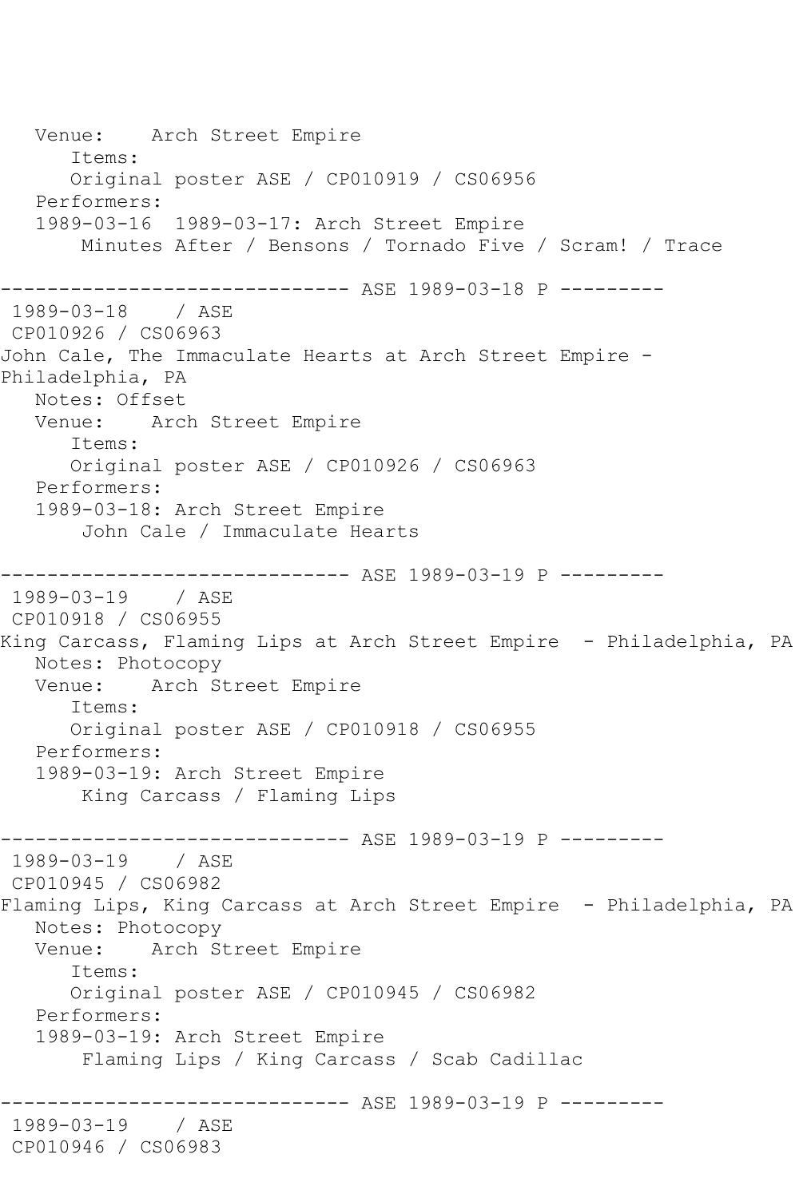```
   Venue:    Arch Street Empire
      Items:
      Original poster ASE / CP010919 / CS06956
   Performers:
   1989-03-16  1989-03-17: Arch Street Empire
       Minutes After / Bensons / Tornado Five / Scram! / Trace

------------------------------ ASE 1989-03-18 P ---------
 1989-03-18    / ASE
 CP010926 / CS06963
John Cale, The Immaculate Hearts at Arch Street Empire -
Philadelphia, PA
   Notes: Offset
   Venue:    Arch Street Empire
      Items:
      Original poster ASE / CP010926 / CS06963
   Performers:
   1989-03-18: Arch Street Empire
       John Cale / Immaculate Hearts

------------------------------ ASE 1989-03-19 P ---------
 1989-03-19    / ASE
 CP010918 / CS06955
King Carcass, Flaming Lips at Arch Street Empire  - Philadelphia, PA
   Notes: Photocopy
   Venue:    Arch Street Empire
      Items:
      Original poster ASE / CP010918 / CS06955
   Performers:
   1989-03-19: Arch Street Empire
       King Carcass / Flaming Lips

------------------------------ ASE 1989-03-19 P ---------
 1989-03-19    / ASE
 CP010945 / CS06982
Flaming Lips, King Carcass at Arch Street Empire  - Philadelphia, PA
   Notes: Photocopy
   Venue:    Arch Street Empire
      Items:
      Original poster ASE / CP010945 / CS06982
   Performers:
   1989-03-19: Arch Street Empire
       Flaming Lips / King Carcass / Scab Cadillac

------------------------------ ASE 1989-03-19 P ---------
 1989-03-19    / ASE
 CP010946 / CS06983
```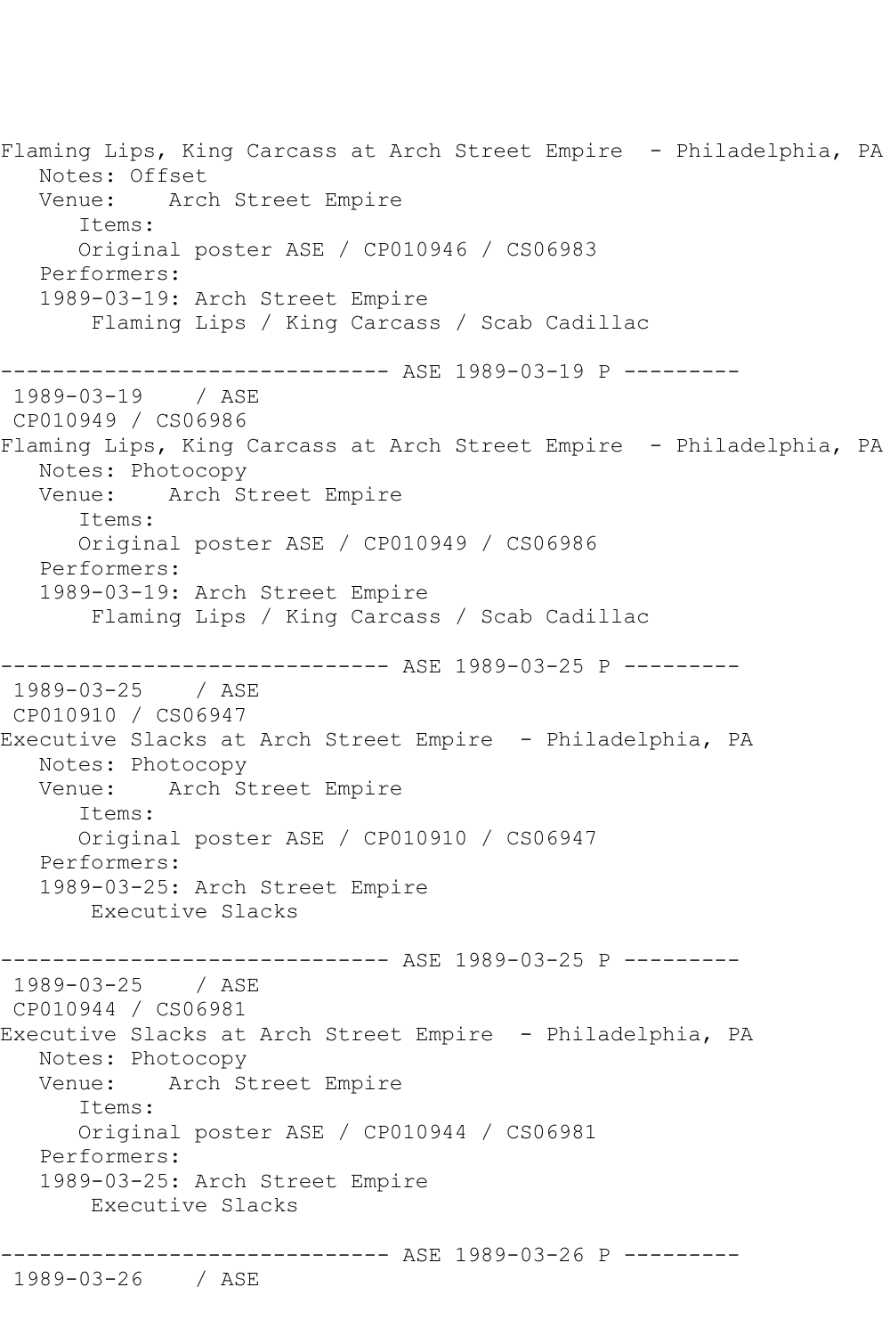Flaming Lips, King Carcass at Arch Street Empire - Philadelphia, PA
   Notes: Offset
   Venue: Arch Street Empire
      Items:
      Original poster ASE / CP010946 / CS06983
   Performers:
   1989-03-19: Arch Street Empire
       Flaming Lips / King Carcass / Scab Cadillac

------------------------------ ASE 1989-03-19 P ---------
 1989-03-19 / ASE
 CP010949 / CS06986
Flaming Lips, King Carcass at Arch Street Empire - Philadelphia, PA
   Notes: Photocopy
   Venue: Arch Street Empire
      Items:
      Original poster ASE / CP010949 / CS06986
   Performers:
   1989-03-19: Arch Street Empire
       Flaming Lips / King Carcass / Scab Cadillac

------------------------------ ASE 1989-03-25 P ---------
 1989-03-25 / ASE
 CP010910 / CS06947
Executive Slacks at Arch Street Empire - Philadelphia, PA
   Notes: Photocopy
   Venue: Arch Street Empire
      Items:
      Original poster ASE / CP010910 / CS06947
   Performers:
   1989-03-25: Arch Street Empire
       Executive Slacks

------------------------------ ASE 1989-03-25 P ---------
 1989-03-25 / ASE
 CP010944 / CS06981
Executive Slacks at Arch Street Empire - Philadelphia, PA
   Notes: Photocopy
   Venue: Arch Street Empire
      Items:
      Original poster ASE / CP010944 / CS06981
   Performers:
   1989-03-25: Arch Street Empire
       Executive Slacks

------------------------------ ASE 1989-03-26 P ---------
 1989-03-26 / ASE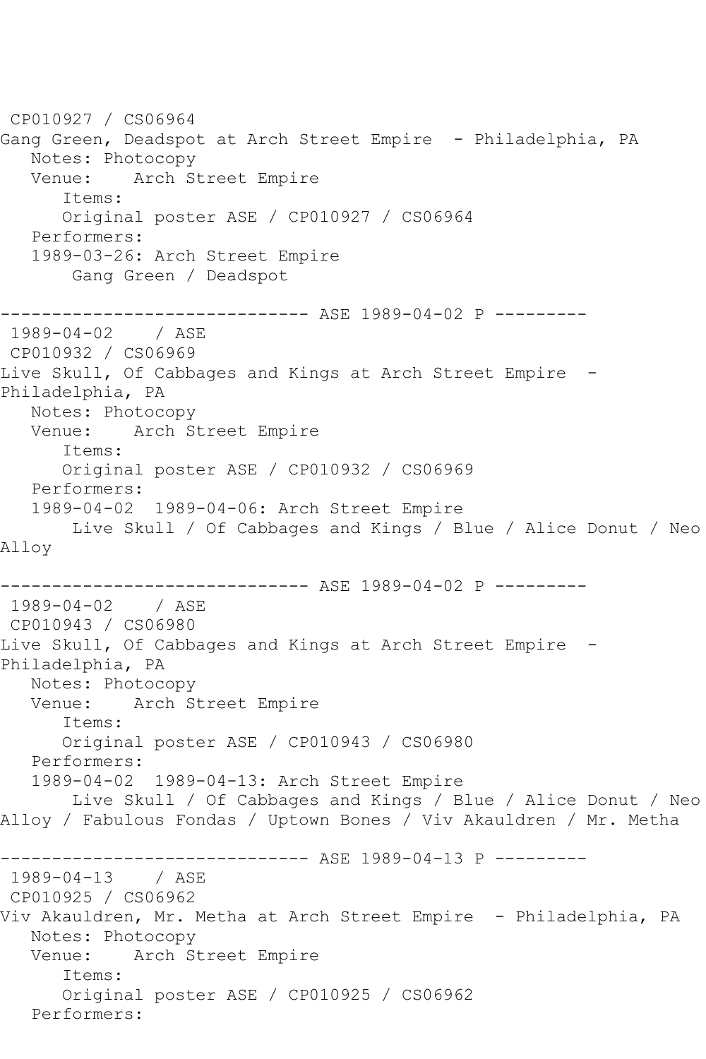CP010927 / CS06964
Gang Green, Deadspot at Arch Street Empire - Philadelphia, PA
Notes: Photocopy
Venue: Arch Street Empire
Items:
Original poster ASE / CP010927 / CS06964
Performers:
1989-03-26: Arch Street Empire
Gang Green / Deadspot

------------------------------ ASE 1989-04-02 P ---------
1989-04-02 / ASE
CP010932 / CS06969
Live Skull, Of Cabbages and Kings at Arch Street Empire - Philadelphia, PA
Notes: Photocopy
Venue: Arch Street Empire
Items:
Original poster ASE / CP010932 / CS06969
Performers:
1989-04-02 1989-04-06: Arch Street Empire
Live Skull / Of Cabbages and Kings / Blue / Alice Donut / Neo Alloy

------------------------------ ASE 1989-04-02 P ---------
1989-04-02 / ASE
CP010943 / CS06980
Live Skull, Of Cabbages and Kings at Arch Street Empire - Philadelphia, PA
Notes: Photocopy
Venue: Arch Street Empire
Items:
Original poster ASE / CP010943 / CS06980
Performers:
1989-04-02 1989-04-13: Arch Street Empire
Live Skull / Of Cabbages and Kings / Blue / Alice Donut / Neo Alloy / Fabulous Fondas / Uptown Bones / Viv Akauldren / Mr. Metha

------------------------------ ASE 1989-04-13 P ---------
1989-04-13 / ASE
CP010925 / CS06962
Viv Akauldren, Mr. Metha at Arch Street Empire - Philadelphia, PA
Notes: Photocopy
Venue: Arch Street Empire
Items:
Original poster ASE / CP010925 / CS06962
Performers: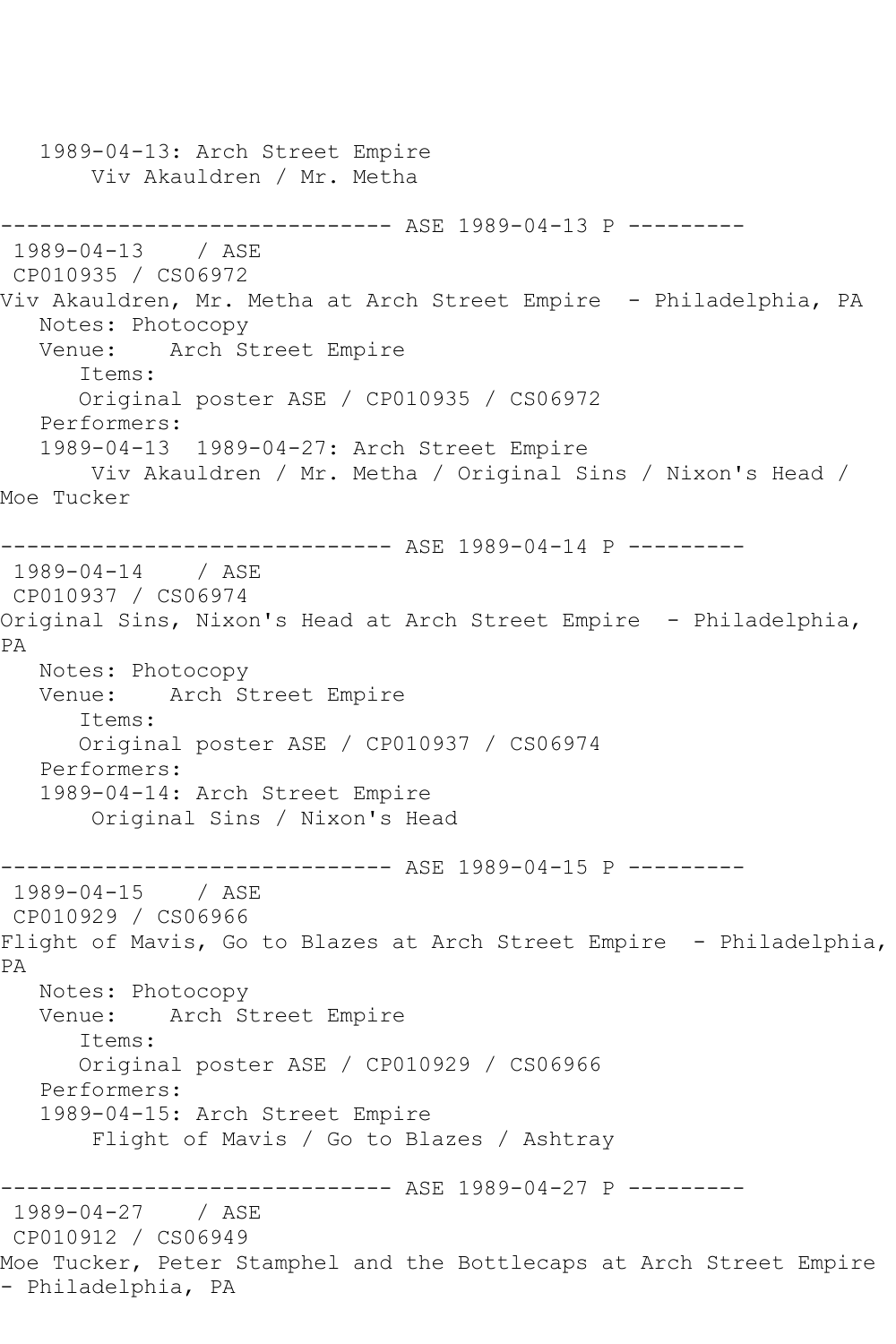```
   1989-04-13: Arch Street Empire
       Viv Akauldren / Mr. Metha

------------------------------ ASE 1989-04-13 P ---------
 1989-04-13    / ASE
 CP010935 / CS06972
Viv Akauldren, Mr. Metha at Arch Street Empire  - Philadelphia, PA
   Notes: Photocopy
   Venue:    Arch Street Empire
      Items:
      Original poster ASE / CP010935 / CS06972
   Performers:
   1989-04-13  1989-04-27: Arch Street Empire
       Viv Akauldren / Mr. Metha / Original Sins / Nixon's Head /
Moe Tucker

------------------------------ ASE 1989-04-14 P ---------
 1989-04-14    / ASE
 CP010937 / CS06974
Original Sins, Nixon's Head at Arch Street Empire  - Philadelphia,
PA
   Notes: Photocopy
   Venue:    Arch Street Empire
      Items:
      Original poster ASE / CP010937 / CS06974
   Performers:
   1989-04-14: Arch Street Empire
       Original Sins / Nixon's Head

------------------------------ ASE 1989-04-15 P ---------
 1989-04-15    / ASE
 CP010929 / CS06966
Flight of Mavis, Go to Blazes at Arch Street Empire  - Philadelphia,
PA
   Notes: Photocopy
   Venue:    Arch Street Empire
      Items:
      Original poster ASE / CP010929 / CS06966
   Performers:
   1989-04-15: Arch Street Empire
       Flight of Mavis / Go to Blazes / Ashtray

------------------------------ ASE 1989-04-27 P ---------
 1989-04-27    / ASE
 CP010912 / CS06949
Moe Tucker, Peter Stamphel and the Bottlecaps at Arch Street Empire
- Philadelphia, PA
```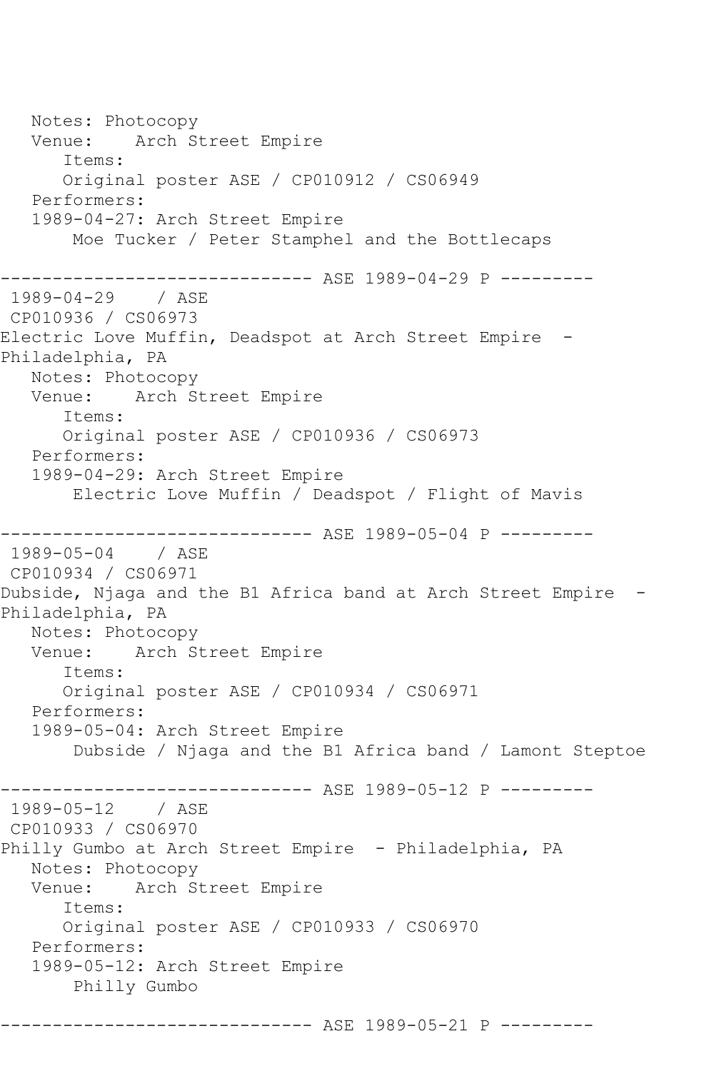Notes: Photocopy
   Venue:    Arch Street Empire
      Items:
      Original poster ASE / CP010912 / CS06949
   Performers:
   1989-04-27: Arch Street Empire
       Moe Tucker / Peter Stamphel and the Bottlecaps

------------------------------ ASE 1989-04-29 P ---------
 1989-04-29    / ASE
 CP010936 / CS06973
Electric Love Muffin, Deadspot at Arch Street Empire  - Philadelphia, PA
   Notes: Photocopy
   Venue:    Arch Street Empire
      Items:
      Original poster ASE / CP010936 / CS06973
   Performers:
   1989-04-29: Arch Street Empire
       Electric Love Muffin / Deadspot / Flight of Mavis

------------------------------ ASE 1989-05-04 P ---------
 1989-05-04    / ASE
 CP010934 / CS06971
Dubside, Njaga and the B1 Africa band at Arch Street Empire  - Philadelphia, PA
   Notes: Photocopy
   Venue:    Arch Street Empire
      Items:
      Original poster ASE / CP010934 / CS06971
   Performers:
   1989-05-04: Arch Street Empire
       Dubside / Njaga and the B1 Africa band / Lamont Steptoe

------------------------------ ASE 1989-05-12 P ---------
 1989-05-12    / ASE
 CP010933 / CS06970
Philly Gumbo at Arch Street Empire  - Philadelphia, PA
   Notes: Photocopy
   Venue:    Arch Street Empire
      Items:
      Original poster ASE / CP010933 / CS06970
   Performers:
   1989-05-12: Arch Street Empire
       Philly Gumbo

------------------------------ ASE 1989-05-21 P ---------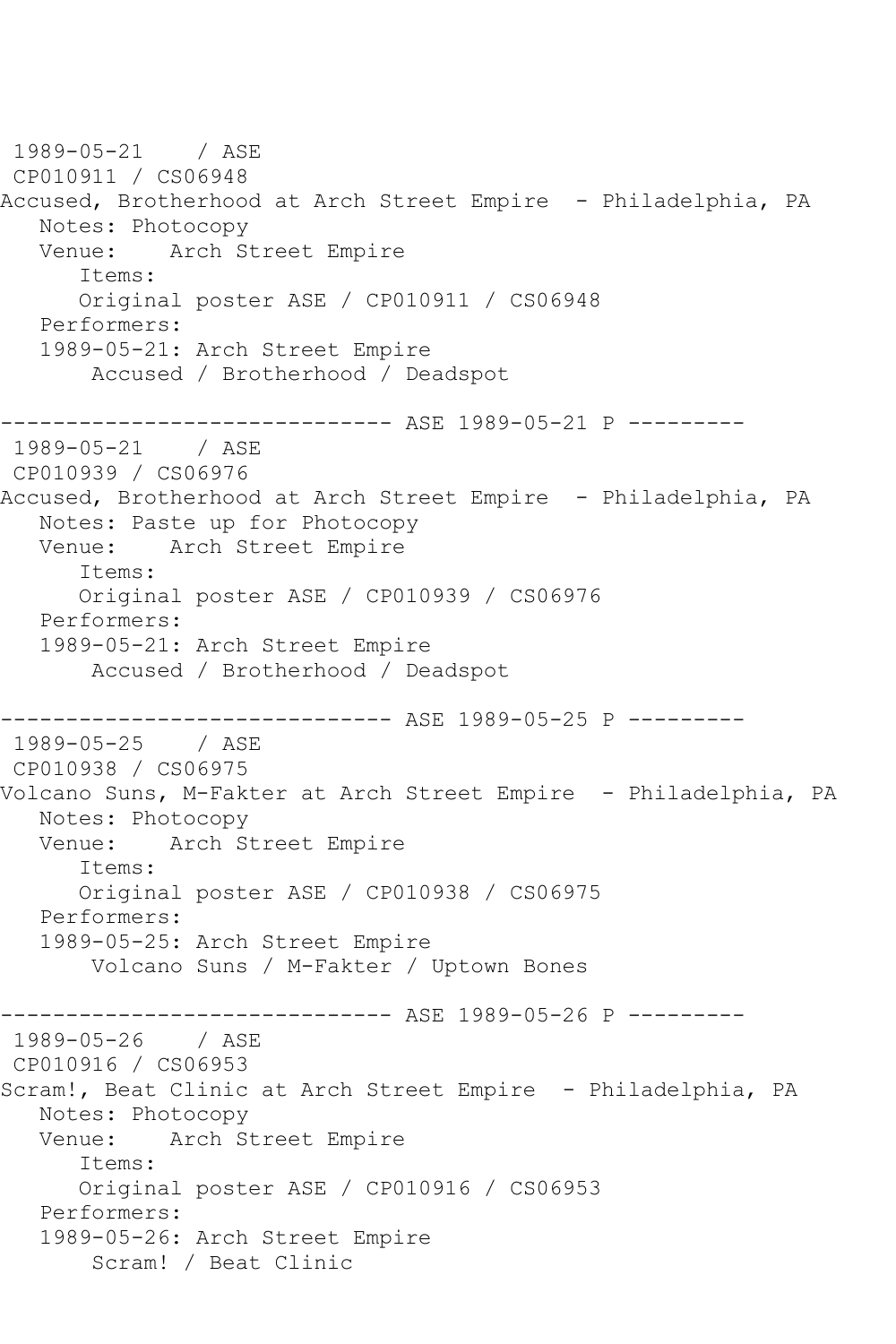1989-05-21    / ASE
CP010911 / CS06948
Accused, Brotherhood at Arch Street Empire  - Philadelphia, PA
   Notes: Photocopy
   Venue:    Arch Street Empire
      Items:
      Original poster ASE / CP010911 / CS06948
   Performers:
   1989-05-21: Arch Street Empire
       Accused / Brotherhood / Deadspot

------------------------------ ASE 1989-05-21 P ---------
1989-05-21    / ASE
CP010939 / CS06976
Accused, Brotherhood at Arch Street Empire  - Philadelphia, PA
   Notes: Paste up for Photocopy
   Venue:    Arch Street Empire
      Items:
      Original poster ASE / CP010939 / CS06976
   Performers:
   1989-05-21: Arch Street Empire
       Accused / Brotherhood / Deadspot

------------------------------ ASE 1989-05-25 P ---------
1989-05-25    / ASE
CP010938 / CS06975
Volcano Suns, M-Fakter at Arch Street Empire  - Philadelphia, PA
   Notes: Photocopy
   Venue:    Arch Street Empire
      Items:
      Original poster ASE / CP010938 / CS06975
   Performers:
   1989-05-25: Arch Street Empire
       Volcano Suns / M-Fakter / Uptown Bones

------------------------------ ASE 1989-05-26 P ---------
1989-05-26    / ASE
CP010916 / CS06953
Scram!, Beat Clinic at Arch Street Empire  - Philadelphia, PA
   Notes: Photocopy
   Venue:    Arch Street Empire
      Items:
      Original poster ASE / CP010916 / CS06953
   Performers:
   1989-05-26: Arch Street Empire
       Scram! / Beat Clinic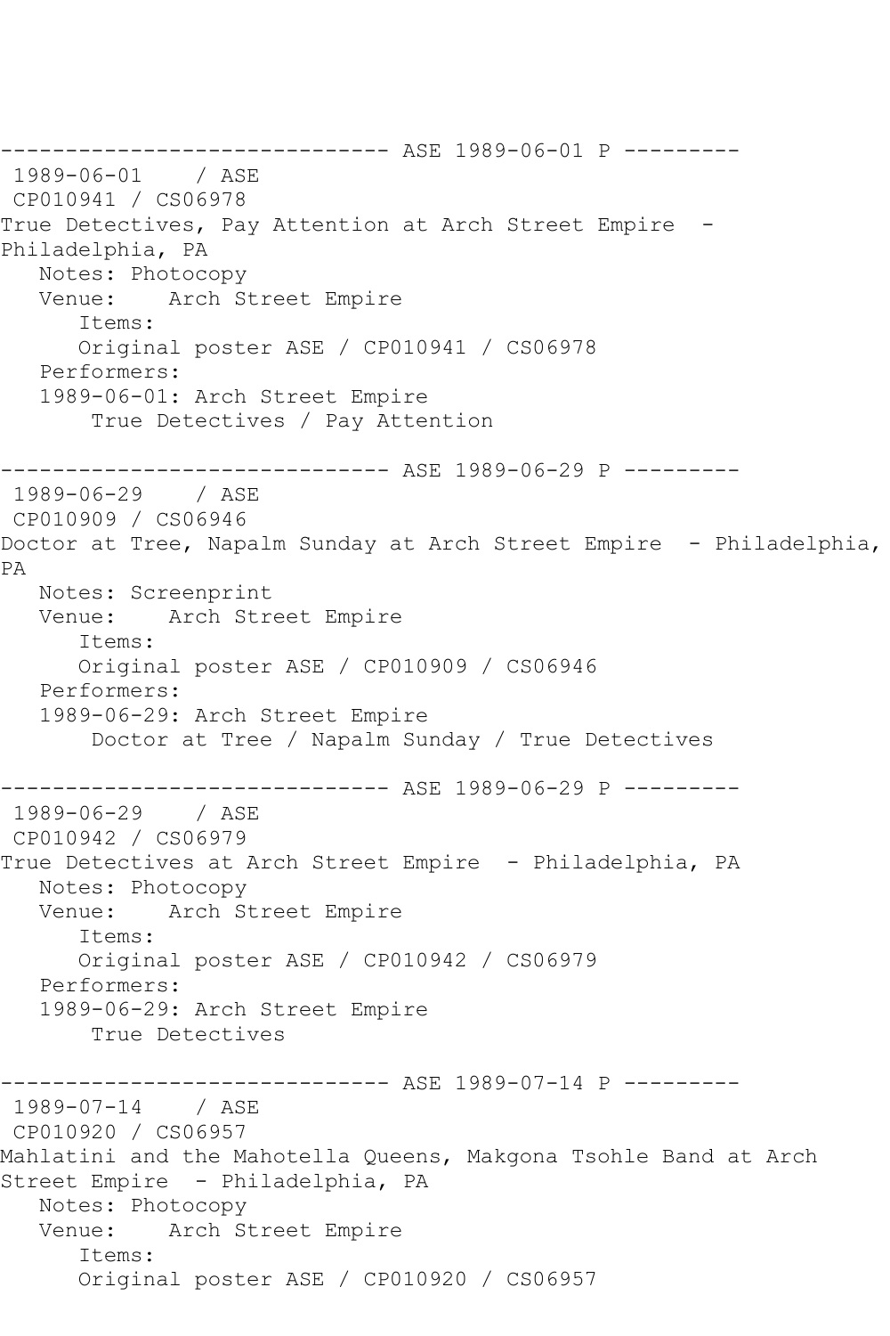------------------------------ ASE 1989-06-01 P ---------
1989-06-01 / ASE
CP010941 / CS06978
True Detectives, Pay Attention at Arch Street Empire - Philadelphia, PA
Notes: Photocopy
Venue: Arch Street Empire
Items:
Original poster ASE / CP010941 / CS06978
Performers:
1989-06-01: Arch Street Empire
True Detectives / Pay Attention

------------------------------ ASE 1989-06-29 P ---------
1989-06-29 / ASE
CP010909 / CS06946
Doctor at Tree, Napalm Sunday at Arch Street Empire - Philadelphia, PA
Notes: Screenprint
Venue: Arch Street Empire
Items:
Original poster ASE / CP010909 / CS06946
Performers:
1989-06-29: Arch Street Empire
Doctor at Tree / Napalm Sunday / True Detectives

------------------------------ ASE 1989-06-29 P ---------
1989-06-29 / ASE
CP010942 / CS06979
True Detectives at Arch Street Empire - Philadelphia, PA
Notes: Photocopy
Venue: Arch Street Empire
Items:
Original poster ASE / CP010942 / CS06979
Performers:
1989-06-29: Arch Street Empire
True Detectives

------------------------------ ASE 1989-07-14 P ---------
1989-07-14 / ASE
CP010920 / CS06957
Mahlatini and the Mahotella Queens, Makgona Tsohle Band at Arch Street Empire - Philadelphia, PA
Notes: Photocopy
Venue: Arch Street Empire
Items:
Original poster ASE / CP010920 / CS06957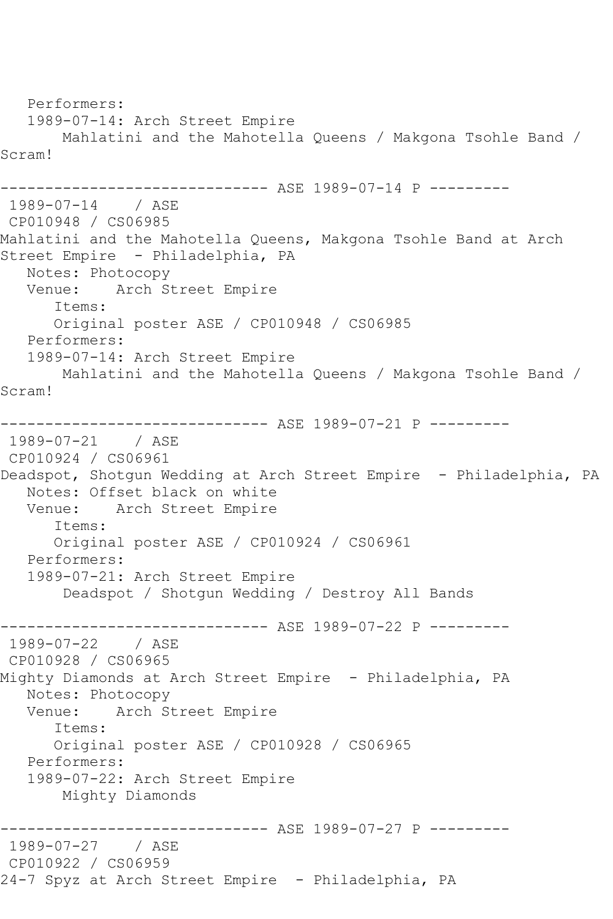Performers:
1989-07-14: Arch Street Empire
Mahlatini and the Mahotella Queens / Makgona Tsohle Band / Scram!

------------------------------ ASE 1989-07-14 P ---------
1989-07-14 / ASE
CP010948 / CS06985
Mahlatini and the Mahotella Queens, Makgona Tsohle Band at Arch Street Empire - Philadelphia, PA
Notes: Photocopy
Venue: Arch Street Empire
Items:
Original poster ASE / CP010948 / CS06985
Performers:
1989-07-14: Arch Street Empire
Mahlatini and the Mahotella Queens / Makgona Tsohle Band / Scram!

------------------------------ ASE 1989-07-21 P ---------
1989-07-21 / ASE
CP010924 / CS06961
Deadspot, Shotgun Wedding at Arch Street Empire - Philadelphia, PA
Notes: Offset black on white
Venue: Arch Street Empire
Items:
Original poster ASE / CP010924 / CS06961
Performers:
1989-07-21: Arch Street Empire
Deadspot / Shotgun Wedding / Destroy All Bands

------------------------------ ASE 1989-07-22 P ---------
1989-07-22 / ASE
CP010928 / CS06965
Mighty Diamonds at Arch Street Empire - Philadelphia, PA
Notes: Photocopy
Venue: Arch Street Empire
Items:
Original poster ASE / CP010928 / CS06965
Performers:
1989-07-22: Arch Street Empire
Mighty Diamonds

------------------------------ ASE 1989-07-27 P ---------
1989-07-27 / ASE
CP010922 / CS06959
24-7 Spyz at Arch Street Empire - Philadelphia, PA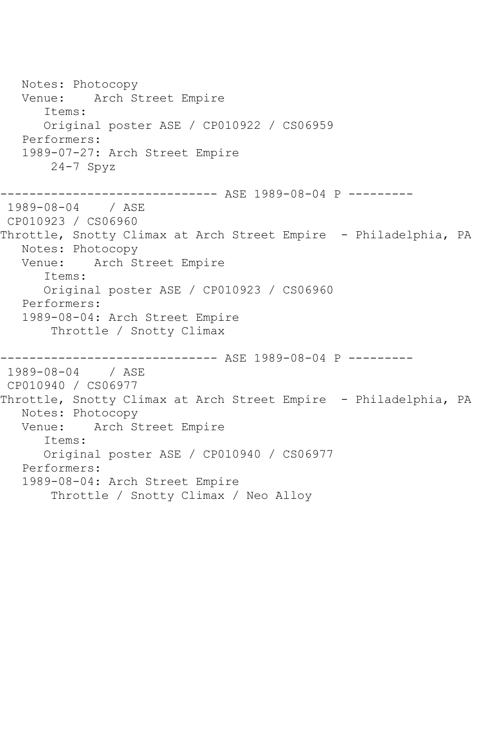Notes: Photocopy
Venue: Arch Street Empire
Items:
Original poster ASE / CP010922 / CS06959
Performers:
1989-07-27: Arch Street Empire
24-7 Spyz

------------------------------ ASE 1989-08-04 P ---------

1989-08-04 / ASE
CP010923 / CS06960
Throttle, Snotty Climax at Arch Street Empire - Philadelphia, PA
Notes: Photocopy
Venue: Arch Street Empire
Items:
Original poster ASE / CP010923 / CS06960
Performers:
1989-08-04: Arch Street Empire
Throttle / Snotty Climax

------------------------------ ASE 1989-08-04 P ---------

1989-08-04 / ASE
CP010940 / CS06977
Throttle, Snotty Climax at Arch Street Empire - Philadelphia, PA
Notes: Photocopy
Venue: Arch Street Empire
Items:
Original poster ASE / CP010940 / CS06977
Performers:
1989-08-04: Arch Street Empire
Throttle / Snotty Climax / Neo Alloy